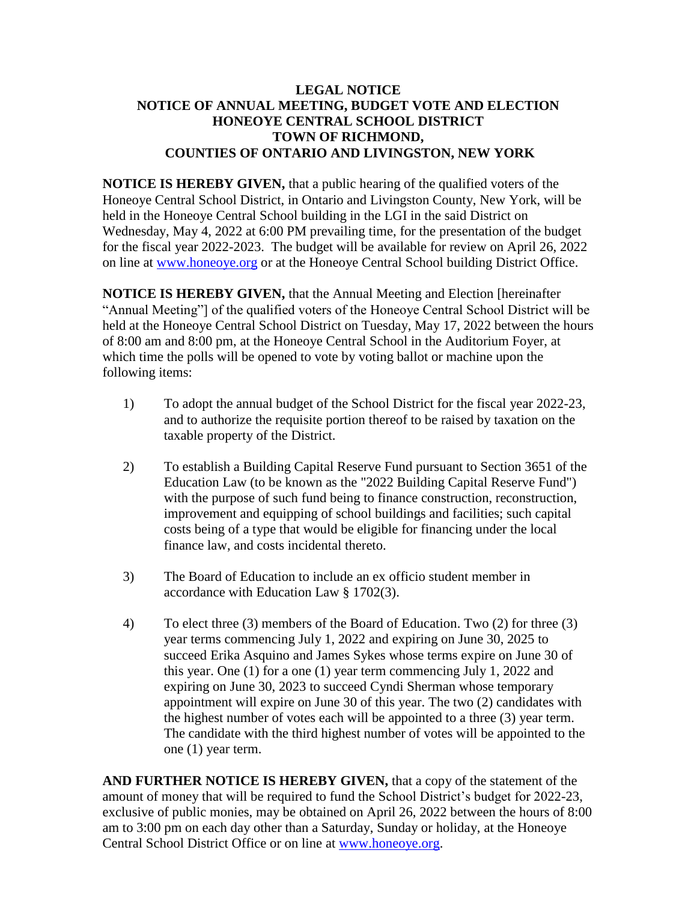**LEGAL NOTICE**
**NOTICE OF ANNUAL MEETING, BUDGET VOTE AND ELECTION**
**HONEOYE CENTRAL SCHOOL DISTRICT**
**TOWN OF RICHMOND,**
**COUNTIES OF ONTARIO AND LIVINGSTON, NEW YORK**

**NOTICE IS HEREBY GIVEN,** that a public hearing of the qualified voters of the Honeoye Central School District, in Ontario and Livingston County, New York, will be held in the Honeoye Central School building in the LGI in the said District on Wednesday, May 4, 2022 at 6:00 PM prevailing time, for the presentation of the budget for the fiscal year 2022-2023. The budget will be available for review on April 26, 2022 on line at www.honeoye.org or at the Honeoye Central School building District Office.

**NOTICE IS HEREBY GIVEN,** that the Annual Meeting and Election [hereinafter "Annual Meeting"] of the qualified voters of the Honeoye Central School District will be held at the Honeoye Central School District on Tuesday, May 17, 2022 between the hours of 8:00 am and 8:00 pm, at the Honeoye Central School in the Auditorium Foyer, at which time the polls will be opened to vote by voting ballot or machine upon the following items:

1) To adopt the annual budget of the School District for the fiscal year 2022-23, and to authorize the requisite portion thereof to be raised by taxation on the taxable property of the District.

2) To establish a Building Capital Reserve Fund pursuant to Section 3651 of the Education Law (to be known as the "2022 Building Capital Reserve Fund") with the purpose of such fund being to finance construction, reconstruction, improvement and equipping of school buildings and facilities; such capital costs being of a type that would be eligible for financing under the local finance law, and costs incidental thereto.

3) The Board of Education to include an ex officio student member in accordance with Education Law § 1702(3).

4) To elect three (3) members of the Board of Education. Two (2) for three (3) year terms commencing July 1, 2022 and expiring on June 30, 2025 to succeed Erika Asquino and James Sykes whose terms expire on June 30 of this year. One (1) for a one (1) year term commencing July 1, 2022 and expiring on June 30, 2023 to succeed Cyndi Sherman whose temporary appointment will expire on June 30 of this year. The two (2) candidates with the highest number of votes each will be appointed to a three (3) year term. The candidate with the third highest number of votes will be appointed to the one (1) year term.

**AND FURTHER NOTICE IS HEREBY GIVEN,** that a copy of the statement of the amount of money that will be required to fund the School District's budget for 2022-23, exclusive of public monies, may be obtained on April 26, 2022 between the hours of 8:00 am to 3:00 pm on each day other than a Saturday, Sunday or holiday, at the Honeoye Central School District Office or on line at www.honeoye.org.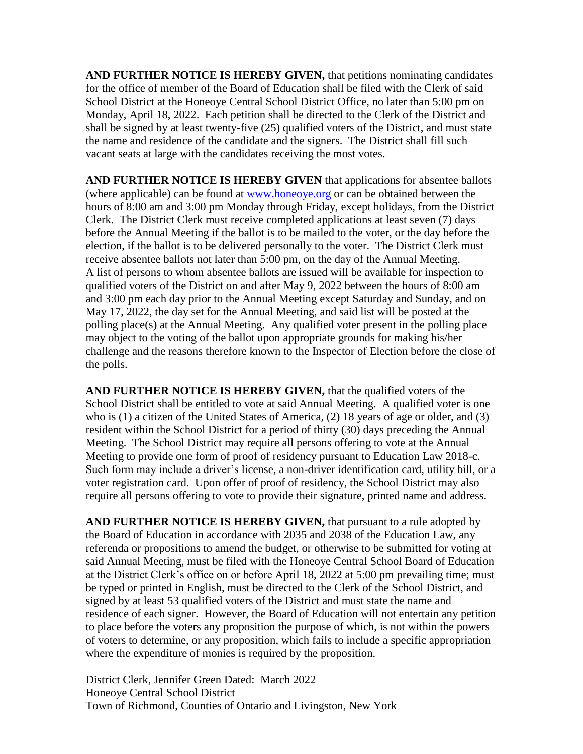**AND FURTHER NOTICE IS HEREBY GIVEN,** that petitions nominating candidates for the office of member of the Board of Education shall be filed with the Clerk of said School District at the Honeoye Central School District Office, no later than 5:00 pm on Monday, April 18, 2022. Each petition shall be directed to the Clerk of the District and shall be signed by at least twenty-five (25) qualified voters of the District, and must state the name and residence of the candidate and the signers. The District shall fill such vacant seats at large with the candidates receiving the most votes.

**AND FURTHER NOTICE IS HEREBY GIVEN** that applications for absentee ballots (where applicable) can be found at [www.honeoye.org](http://www.honeoye.org) or can be obtained between the hours of 8:00 am and 3:00 pm Monday through Friday, except holidays, from the District Clerk. The District Clerk must receive completed applications at least seven (7) days before the Annual Meeting if the ballot is to be mailed to the voter, or the day before the election, if the ballot is to be delivered personally to the voter. The District Clerk must receive absentee ballots not later than 5:00 pm, on the day of the Annual Meeting. A list of persons to whom absentee ballots are issued will be available for inspection to qualified voters of the District on and after May 9, 2022 between the hours of 8:00 am and 3:00 pm each day prior to the Annual Meeting except Saturday and Sunday, and on May 17, 2022, the day set for the Annual Meeting, and said list will be posted at the polling place(s) at the Annual Meeting. Any qualified voter present in the polling place may object to the voting of the ballot upon appropriate grounds for making his/her challenge and the reasons therefore known to the Inspector of Election before the close of the polls.

**AND FURTHER NOTICE IS HEREBY GIVEN,** that the qualified voters of the School District shall be entitled to vote at said Annual Meeting. A qualified voter is one who is (1) a citizen of the United States of America, (2) 18 years of age or older, and (3) resident within the School District for a period of thirty (30) days preceding the Annual Meeting. The School District may require all persons offering to vote at the Annual Meeting to provide one form of proof of residency pursuant to Education Law 2018-c. Such form may include a driver's license, a non-driver identification card, utility bill, or a voter registration card. Upon offer of proof of residency, the School District may also require all persons offering to vote to provide their signature, printed name and address.

**AND FURTHER NOTICE IS HEREBY GIVEN,** that pursuant to a rule adopted by the Board of Education in accordance with 2035 and 2038 of the Education Law, any referenda or propositions to amend the budget, or otherwise to be submitted for voting at said Annual Meeting, must be filed with the Honeoye Central School Board of Education at the District Clerk's office on or before April 18, 2022 at 5:00 pm prevailing time; must be typed or printed in English, must be directed to the Clerk of the School District, and signed by at least 53 qualified voters of the District and must state the name and residence of each signer. However, the Board of Education will not entertain any petition to place before the voters any proposition the purpose of which, is not within the powers of voters to determine, or any proposition, which fails to include a specific appropriation where the expenditure of monies is required by the proposition.

District Clerk, Jennifer Green Dated: March 2022
Honeoye Central School District
Town of Richmond, Counties of Ontario and Livingston, New York